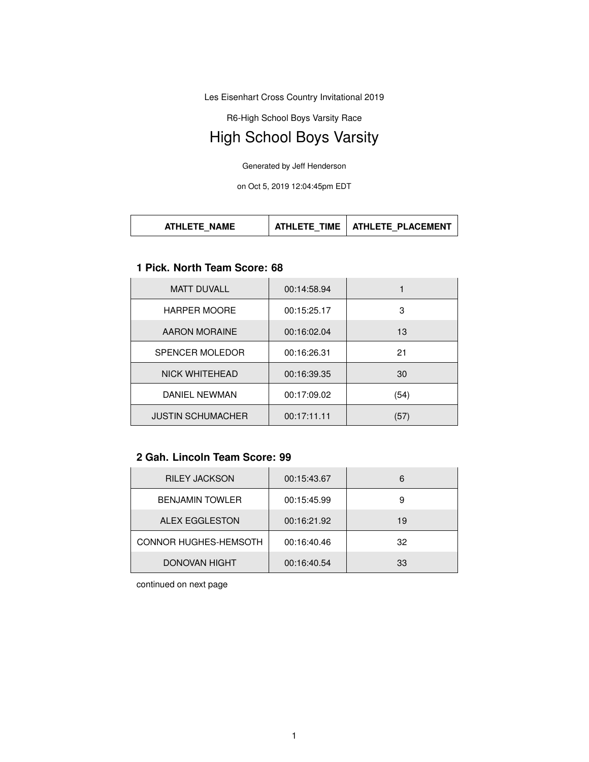Les Eisenhart Cross Country Invitational 2019

R6-High School Boys Varsity Race

# High School Boys Varsity

Generated by Jeff Henderson

on Oct 5, 2019 12:04:45pm EDT

| ATHLETE_NAME | ATHLETE_TIME | ATHLETE_PLACEMENT |
|---|---|---|

### 1 Pick. North Team Score: 68

| | | |
|---|---|---|
| MATT DUVALL | 00:14:58.94 | 1 |
| HARPER MOORE | 00:15:25.17 | 3 |
| AARON MORAINE | 00:16:02.04 | 13 |
| SPENCER MOLEDOR | 00:16:26.31 | 21 |
| NICK WHITEHEAD | 00:16:39.35 | 30 |
| DANIEL NEWMAN | 00:17:09.02 | (54) |
| JUSTIN SCHUMACHER | 00:17:11.11 | (57) |

### 2 Gah. Lincoln Team Score: 99

| | | |
|---|---|---|
| RILEY JACKSON | 00:15:43.67 | 6 |
| BENJAMIN TOWLER | 00:15:45.99 | 9 |
| ALEX EGGLESTON | 00:16:21.92 | 19 |
| CONNOR HUGHES-HEMSOTH | 00:16:40.46 | 32 |
| DONOVAN HIGHT | 00:16:40.54 | 33 |

continued on next page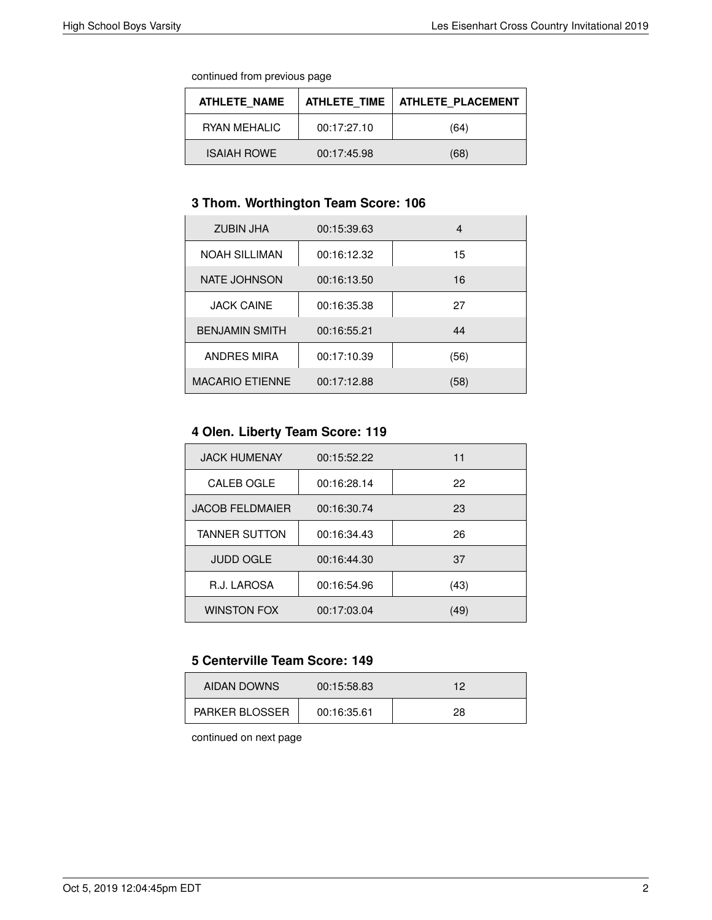continued from previous page

| ATHLETE_NAME | ATHLETE_TIME | ATHLETE_PLACEMENT |
| --- | --- | --- |
| RYAN MEHALIC | 00:17:27.10 | (64) |
| ISAIAH ROWE | 00:17:45.98 | (68) |

### 3 Thom. Worthington Team Score: 106

| ATHLETE_NAME | ATHLETE_TIME | ATHLETE_PLACEMENT |
| --- | --- | --- |
| ZUBIN JHA | 00:15:39.63 | 4 |
| NOAH SILLIMAN | 00:16:12.32 | 15 |
| NATE JOHNSON | 00:16:13.50 | 16 |
| JACK CAINE | 00:16:35.38 | 27 |
| BENJAMIN SMITH | 00:16:55.21 | 44 |
| ANDRES MIRA | 00:17:10.39 | (56) |
| MACARIO ETIENNE | 00:17:12.88 | (58) |

### 4 Olen. Liberty Team Score: 119

| ATHLETE_NAME | ATHLETE_TIME | ATHLETE_PLACEMENT |
| --- | --- | --- |
| JACK HUMENAY | 00:15:52.22 | 11 |
| CALEB OGLE | 00:16:28.14 | 22 |
| JACOB FELDMAIER | 00:16:30.74 | 23 |
| TANNER SUTTON | 00:16:34.43 | 26 |
| JUDD OGLE | 00:16:44.30 | 37 |
| R.J. LAROSA | 00:16:54.96 | (43) |
| WINSTON FOX | 00:17:03.04 | (49) |

### 5 Centerville Team Score: 149

| ATHLETE_NAME | ATHLETE_TIME | ATHLETE_PLACEMENT |
| --- | --- | --- |
| AIDAN DOWNS | 00:15:58.83 | 12 |
| PARKER BLOSSER | 00:16:35.61 | 28 |

continued on next page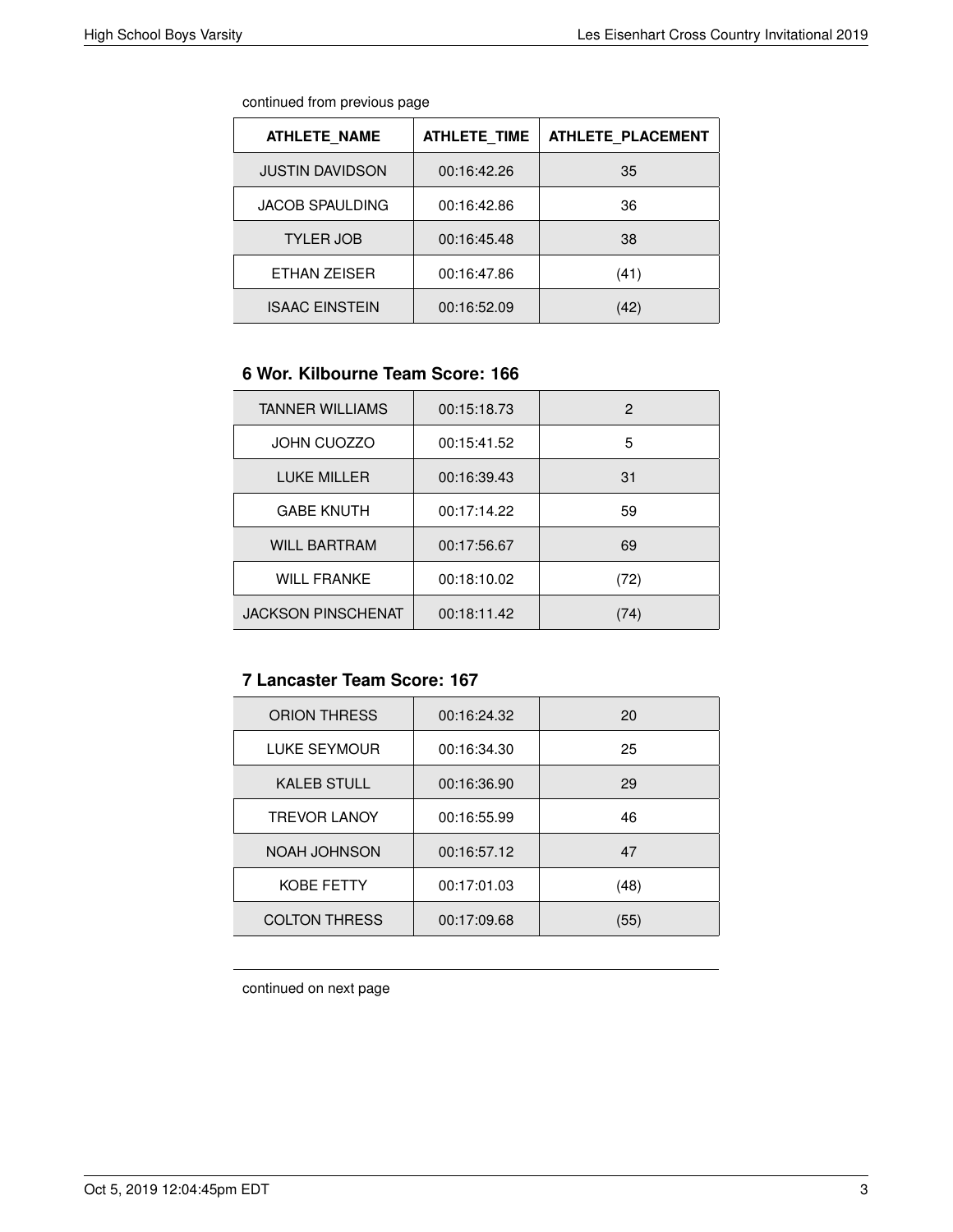continued from previous page

| ATHLETE_NAME | ATHLETE_TIME | ATHLETE_PLACEMENT |
| --- | --- | --- |
| JUSTIN DAVIDSON | 00:16:42.26 | 35 |
| JACOB SPAULDING | 00:16:42.86 | 36 |
| TYLER JOB | 00:16:45.48 | 38 |
| ETHAN ZEISER | 00:16:47.86 | (41) |
| ISAAC EINSTEIN | 00:16:52.09 | (42) |

### 6 Wor. Kilbourne Team Score: 166

| | | |
| --- | --- | --- |
| TANNER WILLIAMS | 00:15:18.73 | 2 |
| JOHN CUOZZO | 00:15:41.52 | 5 |
| LUKE MILLER | 00:16:39.43 | 31 |
| GABE KNUTH | 00:17:14.22 | 59 |
| WILL BARTRAM | 00:17:56.67 | 69 |
| WILL FRANKE | 00:18:10.02 | (72) |
| JACKSON PINSCHENAT | 00:18:11.42 | (74) |

### 7 Lancaster Team Score: 167

| | | |
| --- | --- | --- |
| ORION THRESS | 00:16:24.32 | 20 |
| LUKE SEYMOUR | 00:16:34.30 | 25 |
| KALEB STULL | 00:16:36.90 | 29 |
| TREVOR LANOY | 00:16:55.99 | 46 |
| NOAH JOHNSON | 00:16:57.12 | 47 |
| KOBE FETTY | 00:17:01.03 | (48) |
| COLTON THRESS | 00:17:09.68 | (55) |

continued on next page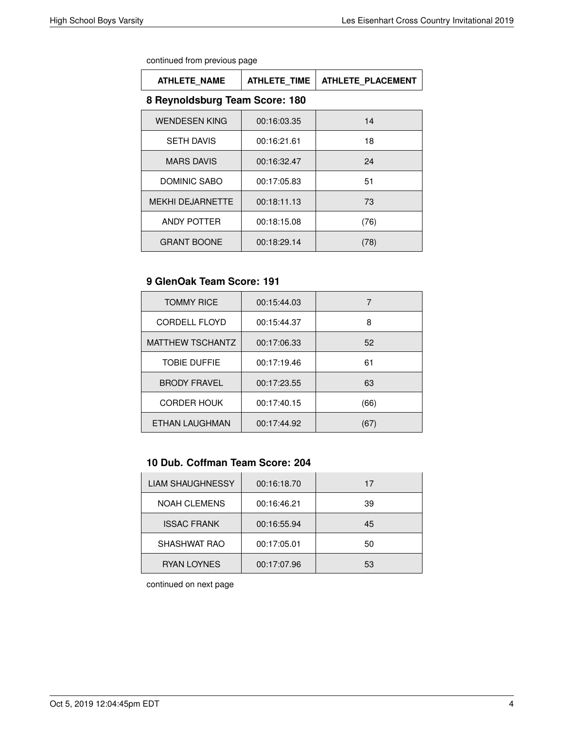continued from previous page

| ATHLETE_NAME | ATHLETE_TIME | ATHLETE_PLACEMENT |
|---|---|---|

### 8 Reynoldsburg Team Score: 180

| ATHLETE_NAME | ATHLETE_TIME | ATHLETE_PLACEMENT |
|---|---|---|
| WENDESEN KING | 00:16:03.35 | 14 |
| SETH DAVIS | 00:16:21.61 | 18 |
| MARS DAVIS | 00:16:32.47 | 24 |
| DOMINIC SABO | 00:17:05.83 | 51 |
| MEKHI DEJARNETTE | 00:18:11.13 | 73 |
| ANDY POTTER | 00:18:15.08 | (76) |
| GRANT BOONE | 00:18:29.14 | (78) |

### 9 GlenOak Team Score: 191

| ATHLETE_NAME | ATHLETE_TIME | ATHLETE_PLACEMENT |
|---|---|---|
| TOMMY RICE | 00:15:44.03 | 7 |
| CORDELL FLOYD | 00:15:44.37 | 8 |
| MATTHEW TSCHANTZ | 00:17:06.33 | 52 |
| TOBIE DUFFIE | 00:17:19.46 | 61 |
| BRODY FRAVEL | 00:17:23.55 | 63 |
| CORDER HOUK | 00:17:40.15 | (66) |
| ETHAN LAUGHMAN | 00:17:44.92 | (67) |

### 10 Dub. Coffman Team Score: 204

| ATHLETE_NAME | ATHLETE_TIME | ATHLETE_PLACEMENT |
|---|---|---|
| LIAM SHAUGHNESSY | 00:16:18.70 | 17 |
| NOAH CLEMENS | 00:16:46.21 | 39 |
| ISSAC FRANK | 00:16:55.94 | 45 |
| SHASHWAT RAO | 00:17:05.01 | 50 |
| RYAN LOYNES | 00:17:07.96 | 53 |

continued on next page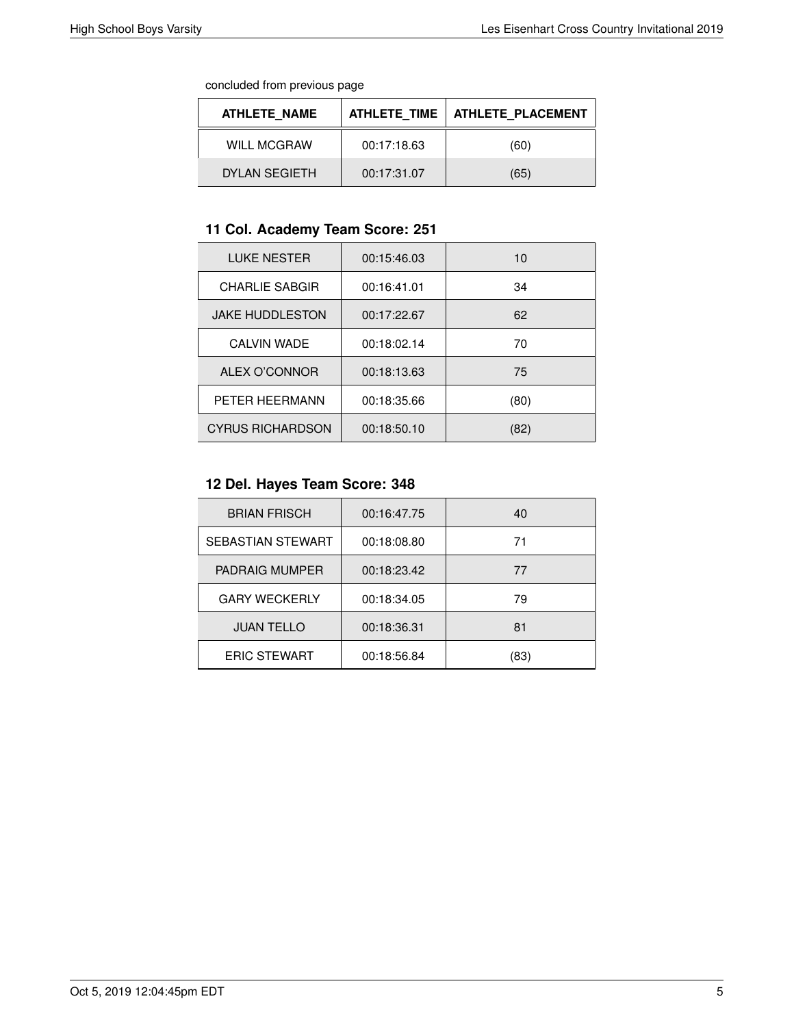concluded from previous page

| ATHLETE_NAME | ATHLETE_TIME | ATHLETE_PLACEMENT |
|---|---|---|
| WILL MCGRAW | 00:17:18.63 | (60) |
| DYLAN SEGIETH | 00:17:31.07 | (65) |

### 11 Col. Academy Team Score: 251

| | | |
|---|---|---|
| LUKE NESTER | 00:15:46.03 | 10 |
| CHARLIE SABGIR | 00:16:41.01 | 34 |
| JAKE HUDDLESTON | 00:17:22.67 | 62 |
| CALVIN WADE | 00:18:02.14 | 70 |
| ALEX O'CONNOR | 00:18:13.63 | 75 |
| PETER HEERMANN | 00:18:35.66 | (80) |
| CYRUS RICHARDSON | 00:18:50.10 | (82) |

### 12 Del. Hayes Team Score: 348

| | | |
|---|---|---|
| BRIAN FRISCH | 00:16:47.75 | 40 |
| SEBASTIAN STEWART | 00:18:08.80 | 71 |
| PADRAIG MUMPER | 00:18:23.42 | 77 |
| GARY WECKERLY | 00:18:34.05 | 79 |
| JUAN TELLO | 00:18:36.31 | 81 |
| ERIC STEWART | 00:18:56.84 | (83) |